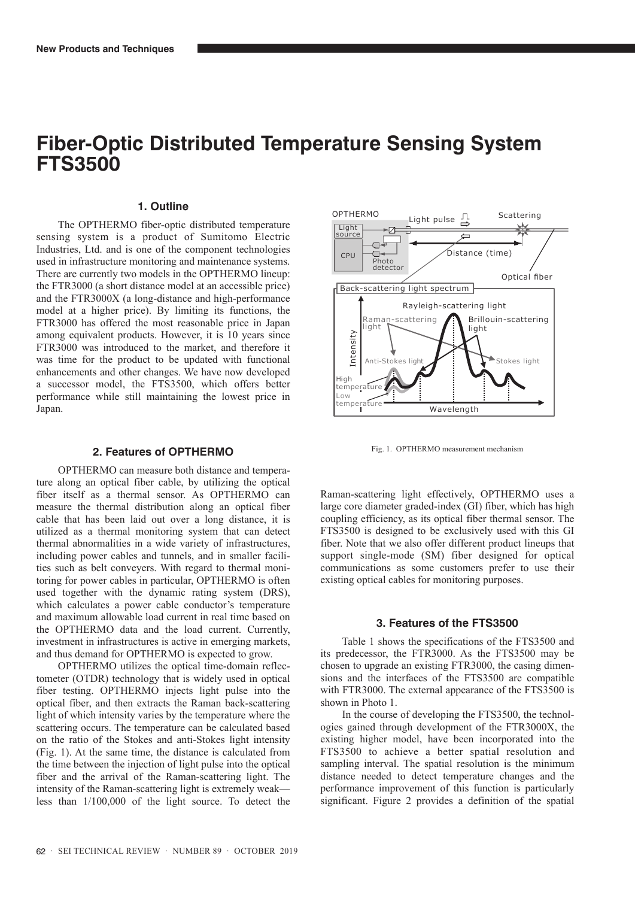# Fiber-Optic Distributed Temperature Sensing System FTS3500

## 1. Outline

The OPTHERMO fiber-optic distributed temperature sensing system is a product of Sumitomo Electric Industries, Ltd. and is one of the component technologies used in infrastructure monitoring and maintenance systems. There are currently two models in the OPTHERMO lineup: the FTR3000 (a short distance model at an accessible price) and the FTR3000X (a long-distance and high-performance model at a higher price). By limiting its functions, the FTR3000 has offered the most reasonable price in Japan among equivalent products. However, it is 10 years since FTR3000 was introduced to the market, and therefore it was time for the product to be updated with functional enhancements and other changes. We have now developed a successor model, the FTS3500, which offers better performance while still maintaining the lowest price in Japan.

## 2. Features of OPTHERMO

OPTHERMO can measure both distance and temperature along an optical fiber cable, by utilizing the optical fiber itself as a thermal sensor. As OPTHERMO can measure the thermal distribution along an optical fiber cable that has been laid out over a long distance, it is utilized as a thermal monitoring system that can detect thermal abnormalities in a wide variety of infrastructures, including power cables and tunnels, and in smaller facilities such as belt conveyers. With regard to thermal monitoring for power cables in particular, OPTHERMO is often used together with the dynamic rating system (DRS), which calculates a power cable conductor's temperature and maximum allowable load current in real time based on the OPTHERMO data and the load current. Currently, investment in infrastructures is active in emerging markets, and thus demand for OPTHERMO is expected to grow.

OPTHERMO utilizes the optical time-domain reflectometer (OTDR) technology that is widely used in optical fiber testing. OPTHERMO injects light pulse into the optical fiber, and then extracts the Raman back-scattering light of which intensity varies by the temperature where the scattering occurs. The temperature can be calculated based on the ratio of the Stokes and anti-Stokes light intensity (Fig. 1). At the same time, the distance is calculated from the time between the injection of light pulse into the optical fiber and the arrival of the Raman-scattering light. The intensity of the Raman-scattering light is extremely weak—less than 1/100,000 of the light source. To detect the Raman-scattering light effectively, OPTHERMO uses a large core diameter graded-index (GI) fiber, which has high coupling efficiency, as its optical fiber thermal sensor. The FTS3500 is designed to be exclusively used with this GI fiber. Note that we also offer different product lineups that support single-mode (SM) fiber designed for optical communications as some customers prefer to use their existing optical cables for monitoring purposes.

Fig. 1. OPTHERMO measurement mechanism

## 3. Features of the FTS3500

Table 1 shows the specifications of the FTS3500 and its predecessor, the FTR3000. As the FTS3500 may be chosen to upgrade an existing FTR3000, the casing dimensions and the interfaces of the FTS3500 are compatible with FTR3000. The external appearance of the FTS3500 is shown in Photo 1.

In the course of developing the FTS3500, the technologies gained through development of the FTR3000X, the existing higher model, have been incorporated into the FTS3500 to achieve a better spatial resolution and sampling interval. The spatial resolution is the minimum distance needed to detect temperature changes and the performance improvement of this function is particularly significant. Figure 2 provides a definition of the spatial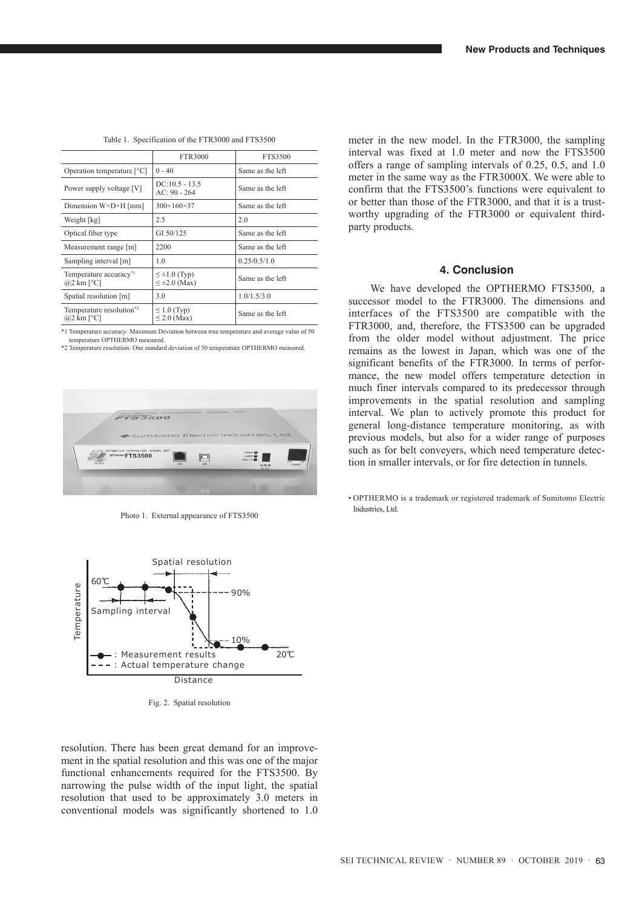Table 1. Specification of the FTR3000 and FTS3500

| | FTR3000 | FTS3500 |
|---|---|---|
| Operation temperature [°C] | 0 - 40 | Same as the left |
| Power supply voltage [V] | DC:10.5 - 13.5<br>AC: 90 - 264 | Same as the left |
| Dimension W×D×H [mm] | 300×160×37 | Same as the left |
| Weight [kg] | 2.5 | 2.0 |
| Optical fiber type | GI 50/125 | Same as the left |
| Measurement range [m] | 2200 | Same as the left |
| Sampling interval [m] | 1.0 | 0.25/0.5/1.0 |
| Temperature accuracy*1 @2 km [°C] | ≤ ±1.0 (Typ)<br>≤ ±2.0 (Max) | Same as the left |
| Spatial resolution [m] | 3.0 | 1.0/1.5/3.0 |
| Temperature resolution*2 @2 km [°C] | ≤ 1.0 (Typ)<br>≤ 2.0 (Max) | Same as the left |

*1 Temperature accuracy: Maximum Deviation between true temperature and average value of 50 temperature OPTHERMO measured.
*2 Temperature resolution: One standard deviation of 50 temperature OPTHERMO measured.

Photo 1. External appearance of FTS3500

Spatial resolution
60℃
90%
Sampling interval
Temperature
10%
: Measurement results
20℃
: Actual temperature change
Distance

Fig. 2. Spatial resolution

resolution. There has been great demand for an improvement in the spatial resolution and this was one of the major functional enhancements required for the FTS3500. By narrowing the pulse width of the input light, the spatial resolution that used to be approximately 3.0 meters in conventional models was significantly shortened to 1.0 meter in the new model. In the FTR3000, the sampling interval was fixed at 1.0 meter and now the FTS3500 offers a range of sampling intervals of 0.25, 0.5, and 1.0 meter in the same way as the FTR3000X. We were able to confirm that the FTS3500's functions were equivalent to or better than those of the FTR3000, and that it is a trustworthy upgrading of the FTR3000 or equivalent third-party products.

## 4. Conclusion

We have developed the OPTHERMO FTS3500, a successor model to the FTR3000. The dimensions and interfaces of the FTS3500 are compatible with the FTR3000, and, therefore, the FTS3500 can be upgraded from the older model without adjustment. The price remains as the lowest in Japan, which was one of the significant benefits of the FTR3000. In terms of performance, the new model offers temperature detection in much finer intervals compared to its predecessor through improvements in the spatial resolution and sampling interval. We plan to actively promote this product for general long-distance temperature monitoring, as with previous models, but also for a wider range of purposes such as for belt conveyers, which need temperature detection in smaller intervals, or for fire detection in tunnels.

• OPTHERMO is a trademark or registered trademark of Sumitomo Electric Industries, Ltd.